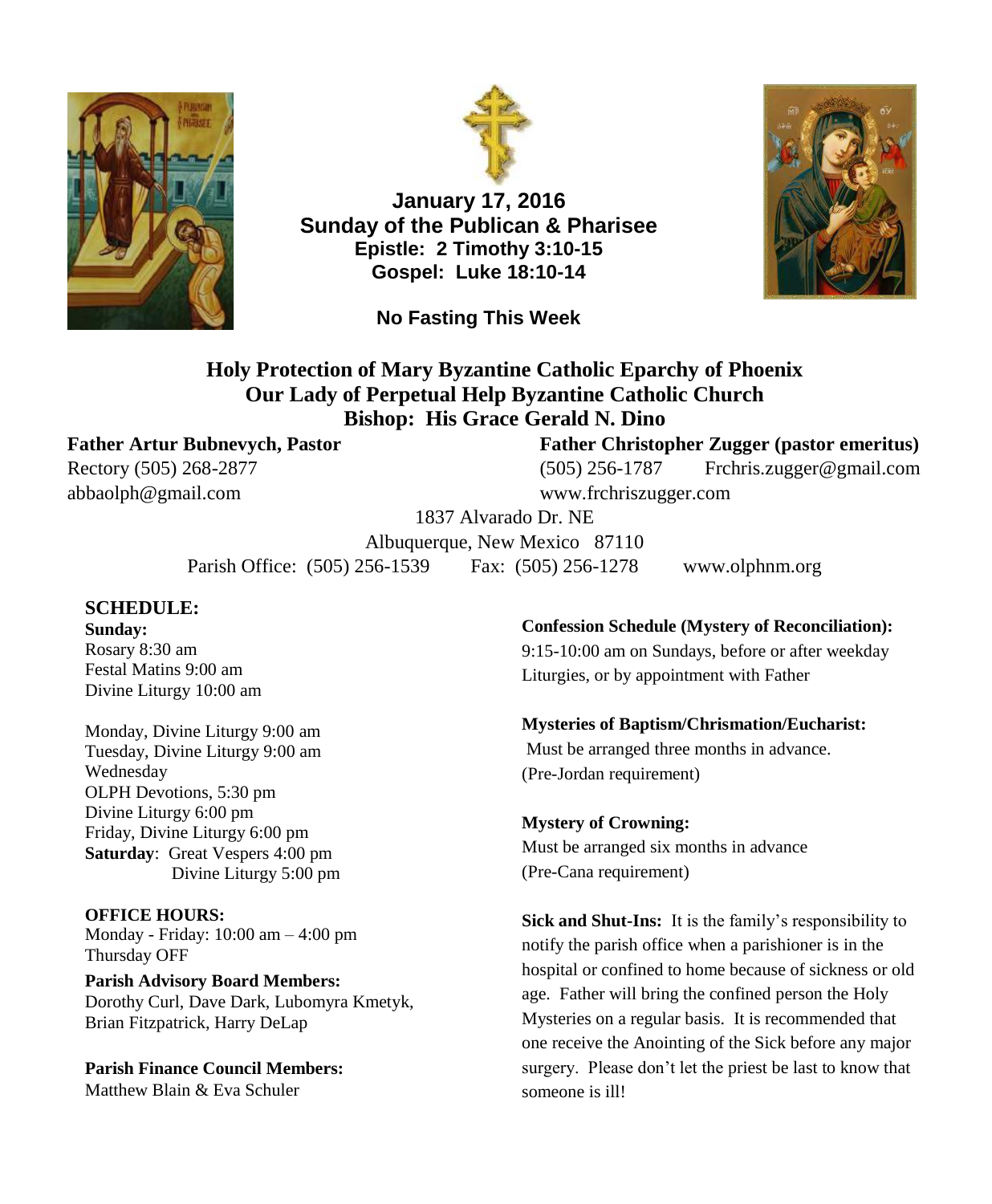**January 17, 2016**
**Sunday of the Publican & Pharisee**
**Epistle: 2 Timothy 3:10-15**
**Gospel: Luke 18:10-14**

**No Fasting This Week**

# Holy Protection of Mary Byzantine Catholic Eparchy of Phoenix
## Our Lady of Perpetual Help Byzantine Catholic Church
### Bishop: His Grace Gerald N. Dino

**Father Artur Bubnevych, Pastor**
Rectory (505) 268-2877
abbaolph@gmail.com

**Father Christopher Zugger (pastor emeritus)**
(505) 256-1787 Frchris.zugger@gmail.com
www.frchriszugger.com

1837 Alvarado Dr. NE
Albuquerque, New Mexico 87110
Parish Office: (505) 256-1539 Fax: (505) 256-1278 www.olphnm.org

## SCHEDULE:

**Sunday:**
Rosary 8:30 am
Festal Matins 9:00 am
Divine Liturgy 10:00 am

Monday, Divine Liturgy 9:00 am
Tuesday, Divine Liturgy 9:00 am
Wednesday
OLPH Devotions, 5:30 pm
Divine Liturgy 6:00 pm
Friday, Divine Liturgy 6:00 pm
**Saturday**: Great Vespers 4:00 pm
Divine Liturgy 5:00 pm

**OFFICE HOURS:**
Monday - Friday: 10:00 am – 4:00 pm
Thursday OFF

**Parish Advisory Board Members:**
Dorothy Curl, Dave Dark, Lubomyra Kmetyk, Brian Fitzpatrick, Harry DeLap

**Parish Finance Council Members:**
Matthew Blain & Eva Schuler

**Confession Schedule (Mystery of Reconciliation):**
9:15-10:00 am on Sundays, before or after weekday Liturgies, or by appointment with Father

**Mysteries of Baptism/Chrismation/Eucharist:**
Must be arranged three months in advance. (Pre-Jordan requirement)

**Mystery of Crowning:**
Must be arranged six months in advance (Pre-Cana requirement)

**Sick and Shut-Ins:** It is the family's responsibility to notify the parish office when a parishioner is in the hospital or confined to home because of sickness or old age. Father will bring the confined person the Holy Mysteries on a regular basis. It is recommended that one receive the Anointing of the Sick before any major surgery. Please don't let the priest be last to know that someone is ill!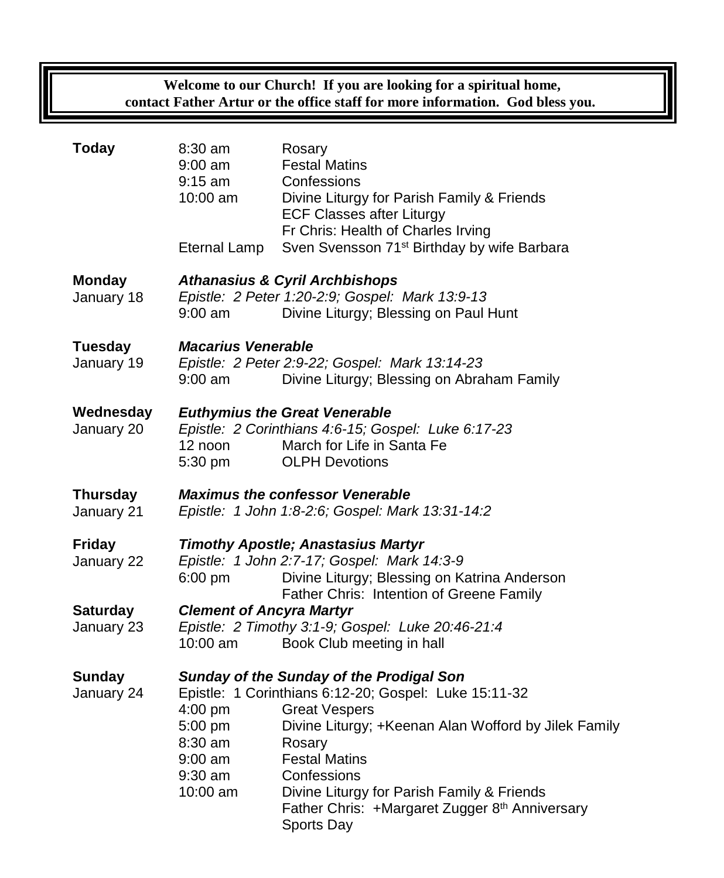**Welcome to our Church! If you are looking for a spiritual home, contact Father Artur or the office staff for more information. God bless you.**

| | | |
|---|---|---|
| **Today** | 8:30 am | Rosary |
| | 9:00 am | Festal Matins |
| | 9:15 am | Confessions |
| | 10:00 am | Divine Liturgy for Parish Family & Friends |
| | | ECF Classes after Liturgy |
| | | Fr Chris: Health of Charles Irving |
| | Eternal Lamp | Sven Svensson 71st Birthday by wife Barbara |
| **Monday** | ***Athanasius & Cyril Archbishops*** | |
| January 18 | *Epistle: 2 Peter 1:20-2:9; Gospel: Mark 13:9-13* | |
| | 9:00 am | Divine Liturgy; Blessing on Paul Hunt |
| **Tuesday** | ***Macarius Venerable*** | |
| January 19 | *Epistle: 2 Peter 2:9-22; Gospel: Mark 13:14-23* | |
| | 9:00 am | Divine Liturgy; Blessing on Abraham Family |
| **Wednesday** | ***Euthymius the Great Venerable*** | |
| January 20 | *Epistle: 2 Corinthians 4:6-15; Gospel: Luke 6:17-23* | |
| | 12 noon | March for Life in Santa Fe |
| | 5:30 pm | OLPH Devotions |
| **Thursday** | ***Maximus the confessor Venerable*** | |
| January 21 | *Epistle: 1 John 1:8-2:6; Gospel: Mark 13:31-14:2* | |
| **Friday** | ***Timothy Apostle; Anastasius Martyr*** | |
| January 22 | *Epistle: 1 John 2:7-17; Gospel: Mark 14:3-9* | |
| | 6:00 pm | Divine Liturgy; Blessing on Katrina Anderson |
| | | Father Chris: Intention of Greene Family |
| **Saturday** | ***Clement of Ancyra Martyr*** | |
| January 23 | *Epistle: 2 Timothy 3:1-9; Gospel: Luke 20:46-21:4* | |
| | 10:00 am | Book Club meeting in hall |
| **Sunday** | ***Sunday of the Sunday of the Prodigal Son*** | |
| January 24 | Epistle: 1 Corinthians 6:12-20; Gospel: Luke 15:11-32 | |
| | 4:00 pm | Great Vespers |
| | 5:00 pm | Divine Liturgy; +Keenan Alan Wofford by Jilek Family |
| | 8:30 am | Rosary |
| | 9:00 am | Festal Matins |
| | 9:30 am | Confessions |
| | 10:00 am | Divine Liturgy for Parish Family & Friends |
| | | Father Chris: +Margaret Zugger 8th Anniversary |
| | | Sports Day |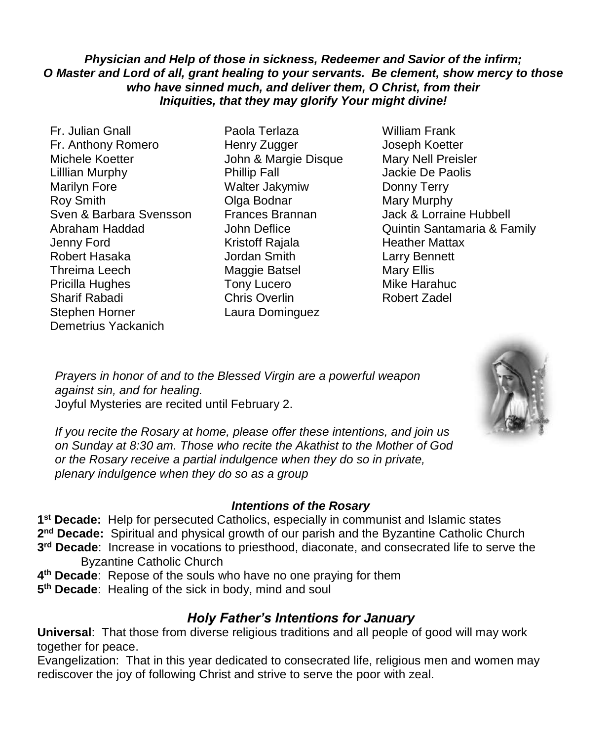***Physician and Help of those in sickness, Redeemer and Savior of the infirm; O Master and Lord of all, grant healing to your servants. Be clement, show mercy to those who have sinned much, and deliver them, O Christ, from their Iniquities, that they may glorify Your might divine!***

Fr. Julian Gnall
Fr. Anthony Romero
Michele Koetter
Lilllian Murphy
Marilyn Fore
Roy Smith
Sven & Barbara Svensson
Abraham Haddad
Jenny Ford
Robert Hasaka
Threima Leech
Pricilla Hughes
Sharif Rabadi
Stephen Horner
Demetrius Yackanich
Paola Terlaza
Henry Zugger
John & Margie Disque
Phillip Fall
Walter Jakymiw
Olga Bodnar
Frances Brannan
John Deflice
Kristoff Rajala
Jordan Smith
Maggie Batsel
Tony Lucero
Chris Overlin
Laura Dominguez
William Frank
Joseph Koetter
Mary Nell Preisler
Jackie De Paolis
Donny Terry
Mary Murphy
Jack & Lorraine Hubbell
Quintin Santamaria & Family
Heather Mattax
Larry Bennett
Mary Ellis
Mike Harahuc
Robert Zadel

*Prayers in honor of and to the Blessed Virgin are a powerful weapon against sin, and for healing.*
Joyful Mysteries are recited until February 2.

*If you recite the Rosary at home, please offer these intentions, and join us on Sunday at 8:30 am. Those who recite the Akathist to the Mother of God or the Rosary receive a partial indulgence when they do so in private, plenary indulgence when they do so as a group*

### *Intentions of the Rosary*

**1st Decade:** Help for persecuted Catholics, especially in communist and Islamic states
**2nd Decade:** Spiritual and physical growth of our parish and the Byzantine Catholic Church
**3rd Decade**: Increase in vocations to priesthood, diaconate, and consecrated life to serve the Byzantine Catholic Church
**4th Decade**: Repose of the souls who have no one praying for them
**5th Decade**: Healing of the sick in body, mind and soul

## *Holy Father's Intentions for January*

**Universal**: That those from diverse religious traditions and all people of good will may work together for peace.
Evangelization: That in this year dedicated to consecrated life, religious men and women may rediscover the joy of following Christ and strive to serve the poor with zeal.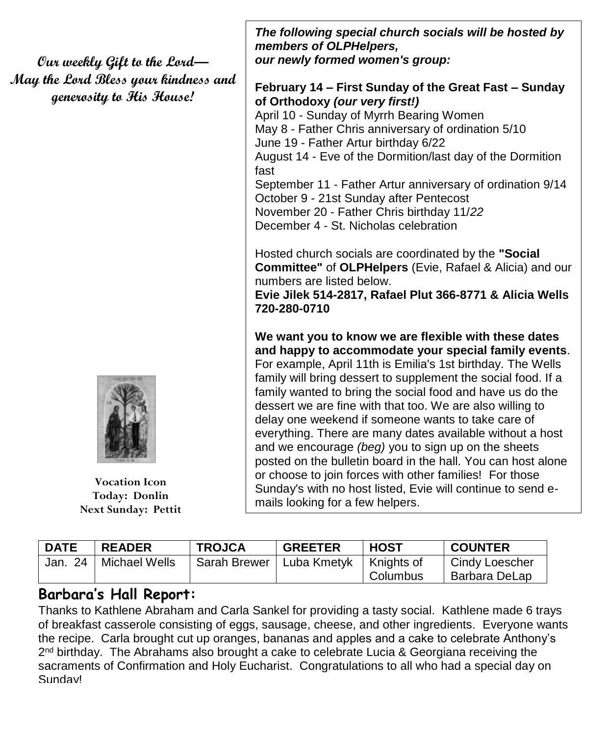**Our weekly Gift to the Lord—**
**May the Lord Bless your kindness and generosity to His House!**

**Vocation Icon**
**Today: Donlin**
**Next Sunday: Pettit**

***The following special church socials will be hosted by members of OLPHelpers, our newly formed women's group:***

**February 14 – First Sunday of the Great Fast – Sunday of Orthodoxy *(our very first!)***
April 10 - Sunday of Myrrh Bearing Women
May 8 - Father Chris anniversary of ordination 5/10
June 19 - Father Artur birthday 6/22
August 14 - Eve of the Dormition/last day of the Dormition fast
September 11 - Father Artur anniversary of ordination 9/14
October 9 - 21st Sunday after Pentecost
November 20 - Father Chris birthday 11/*22*
December 4 - St. Nicholas celebration

Hosted church socials are coordinated by the **"Social Committee"** of **OLPHelpers** (Evie, Rafael & Alicia) and our numbers are listed below.
**Evie Jilek 514-2817, Rafael Plut 366-8771 & Alicia Wells 720-280-0710**

**We want you to know we are flexible with these dates and happy to accommodate your special family events**. For example, April 11th is Emilia's 1st birthday. The Wells family will bring dessert to supplement the social food. If a family wanted to bring the social food and have us do the dessert we are fine with that too. We are also willing to delay one weekend if someone wants to take care of everything. There are many dates available without a host and we encourage *(beg)* you to sign up on the sheets posted on the bulletin board in the hall. You can host alone or choose to join forces with other families! For those Sunday's with no host listed, Evie will continue to send e-mails looking for a few helpers.

| DATE | READER | TROJCA | GREETER | HOST | COUNTER |
|---|---|---|---|---|---|
| Jan. 24 | Michael Wells | Sarah Brewer | Luba Kmetyk | Knights of Columbus | Cindy Loescher Barbara DeLap |

## Barbara's Hall Report:

Thanks to Kathlene Abraham and Carla Sankel for providing a tasty social. Kathlene made 6 trays of breakfast casserole consisting of eggs, sausage, cheese, and other ingredients. Everyone wants the recipe. Carla brought cut up oranges, bananas and apples and a cake to celebrate Anthony's 2nd birthday. The Abrahams also brought a cake to celebrate Lucia & Georgiana receiving the sacraments of Confirmation and Holy Eucharist. Congratulations to all who had a special day on Sunday!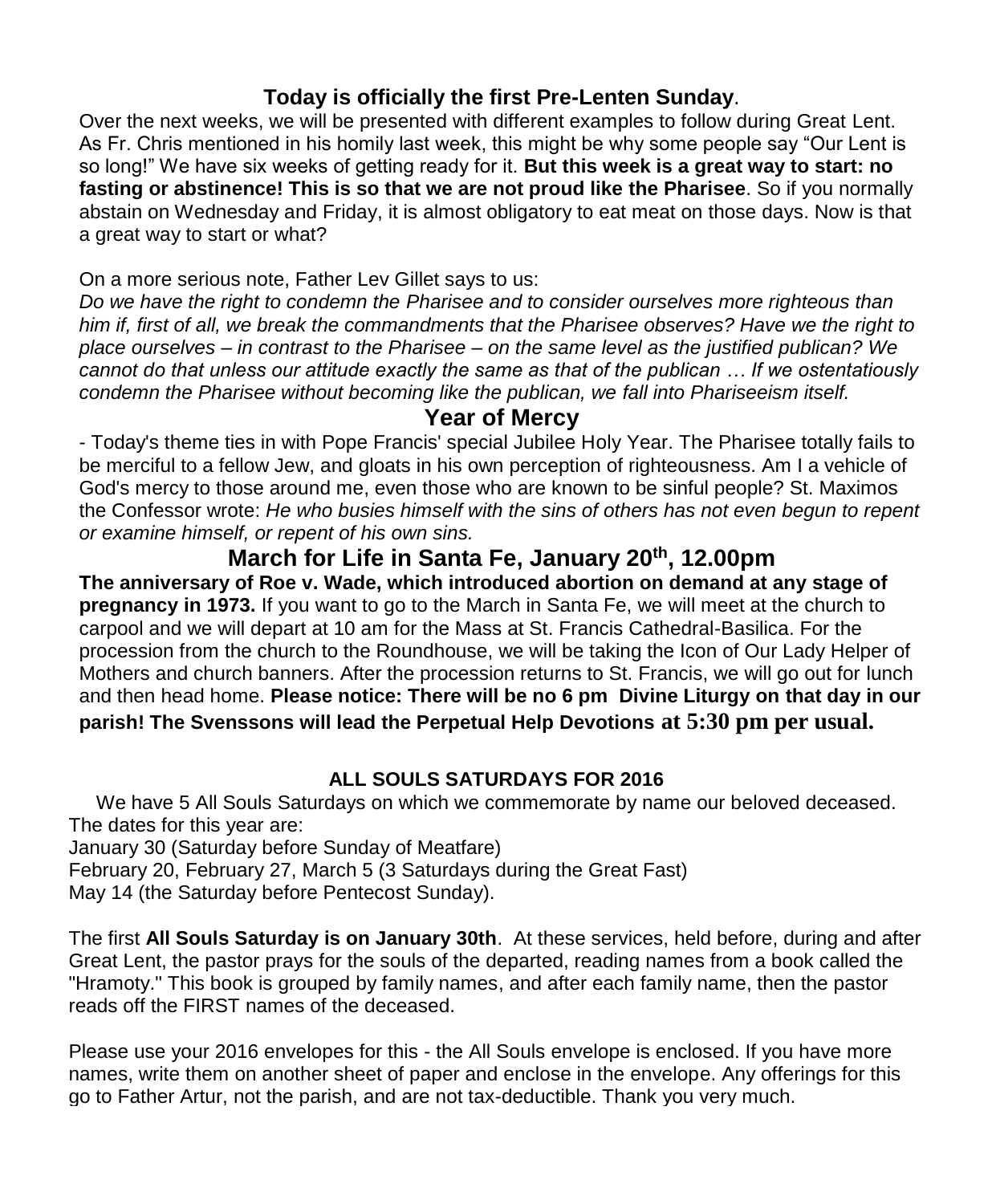## Today is officially the first Pre-Lenten Sunday.

Over the next weeks, we will be presented with different examples to follow during Great Lent. As Fr. Chris mentioned in his homily last week, this might be why some people say "Our Lent is so long!" We have six weeks of getting ready for it. **But this week is a great way to start: no fasting or abstinence! This is so that we are not proud like the Pharisee**. So if you normally abstain on Wednesday and Friday, it is almost obligatory to eat meat on those days. Now is that a great way to start or what?

On a more serious note, Father Lev Gillet says to us:

*Do we have the right to condemn the Pharisee and to consider ourselves more righteous than him if, first of all, we break the commandments that the Pharisee observes? Have we the right to place ourselves – in contrast to the Pharisee – on the same level as the justified publican? We cannot do that unless our attitude exactly the same as that of the publican … If we ostentatiously condemn the Pharisee without becoming like the publican, we fall into Phariseeism itself.*

## Year of Mercy

- Today's theme ties in with Pope Francis' special Jubilee Holy Year. The Pharisee totally fails to be merciful to a fellow Jew, and gloats in his own perception of righteousness. Am I a vehicle of God's mercy to those around me, even those who are known to be sinful people? St. Maximos the Confessor wrote: *He who busies himself with the sins of others has not even begun to repent or examine himself, or repent of his own sins.*

## March for Life in Santa Fe, January 20th, 12.00pm

**The anniversary of Roe v. Wade, which introduced abortion on demand at any stage of pregnancy in 1973.** If you want to go to the March in Santa Fe, we will meet at the church to carpool and we will depart at 10 am for the Mass at St. Francis Cathedral-Basilica. For the procession from the church to the Roundhouse, we will be taking the Icon of Our Lady Helper of Mothers and church banners. After the procession returns to St. Francis, we will go out for lunch and then head home. **Please notice: There will be no 6 pm Divine Liturgy on that day in our parish! The Svenssons will lead the Perpetual Help Devotions at 5:30 pm per usual.**

### ALL SOULS SATURDAYS FOR 2016

We have 5 All Souls Saturdays on which we commemorate by name our beloved deceased. The dates for this year are:

January 30 (Saturday before Sunday of Meatfare)
February 20, February 27, March 5 (3 Saturdays during the Great Fast)
May 14 (the Saturday before Pentecost Sunday).

The first **All Souls Saturday is on January 30th**. At these services, held before, during and after Great Lent, the pastor prays for the souls of the departed, reading names from a book called the "Hramoty." This book is grouped by family names, and after each family name, then the pastor reads off the FIRST names of the deceased.

Please use your 2016 envelopes for this - the All Souls envelope is enclosed. If you have more names, write them on another sheet of paper and enclose in the envelope. Any offerings for this go to Father Artur, not the parish, and are not tax-deductible. Thank you very much.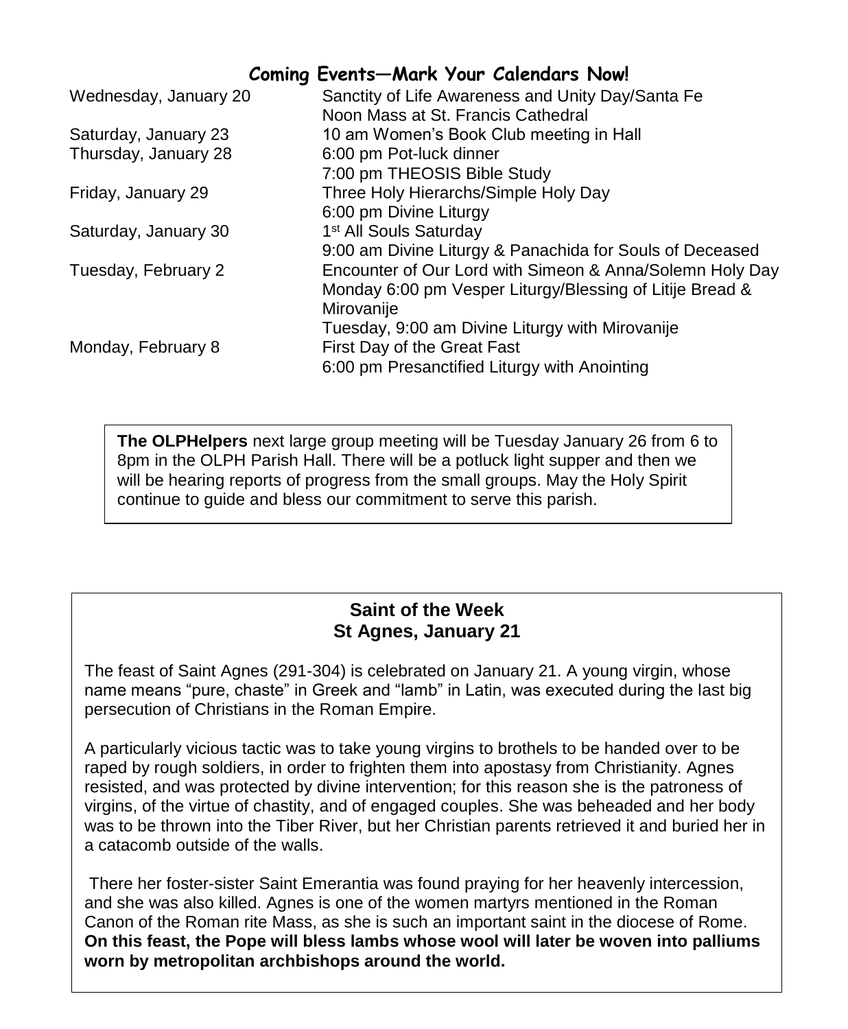## Coming Events—Mark Your Calendars Now!

| | |
|---|---|
| Wednesday, January 20 | Sanctity of Life Awareness and Unity Day/Santa Fe<br>Noon Mass at St. Francis Cathedral |
| Saturday, January 23 | 10 am Women's Book Club meeting in Hall |
| Thursday, January 28 | 6:00 pm Pot-luck dinner<br>7:00 pm THEOSIS Bible Study |
| Friday, January 29 | Three Holy Hierarchs/Simple Holy Day<br>6:00 pm Divine Liturgy |
| Saturday, January 30 | 1st All Souls Saturday<br>9:00 am Divine Liturgy & Panachida for Souls of Deceased |
| Tuesday, February 2 | Encounter of Our Lord with Simeon & Anna/Solemn Holy Day<br>Monday 6:00 pm Vesper Liturgy/Blessing of Litije Bread & Mirovanije<br>Tuesday, 9:00 am Divine Liturgy with Mirovanije |
| Monday, February 8 | First Day of the Great Fast<br>6:00 pm Presanctified Liturgy with Anointing |

**The OLPHelpers** next large group meeting will be Tuesday January 26 from 6 to 8pm in the OLPH Parish Hall. There will be a potluck light supper and then we will be hearing reports of progress from the small groups. May the Holy Spirit continue to guide and bless our commitment to serve this parish.

## Saint of the Week
## St Agnes, January 21

The feast of Saint Agnes (291-304) is celebrated on January 21. A young virgin, whose name means "pure, chaste" in Greek and "lamb" in Latin, was executed during the last big persecution of Christians in the Roman Empire.

A particularly vicious tactic was to take young virgins to brothels to be handed over to be raped by rough soldiers, in order to frighten them into apostasy from Christianity. Agnes resisted, and was protected by divine intervention; for this reason she is the patroness of virgins, of the virtue of chastity, and of engaged couples. She was beheaded and her body was to be thrown into the Tiber River, but her Christian parents retrieved it and buried her in a catacomb outside of the walls.

There her foster-sister Saint Emerantia was found praying for her heavenly intercession, and she was also killed. Agnes is one of the women martyrs mentioned in the Roman Canon of the Roman rite Mass, as she is such an important saint in the diocese of Rome. **On this feast, the Pope will bless lambs whose wool will later be woven into palliums worn by metropolitan archbishops around the world.**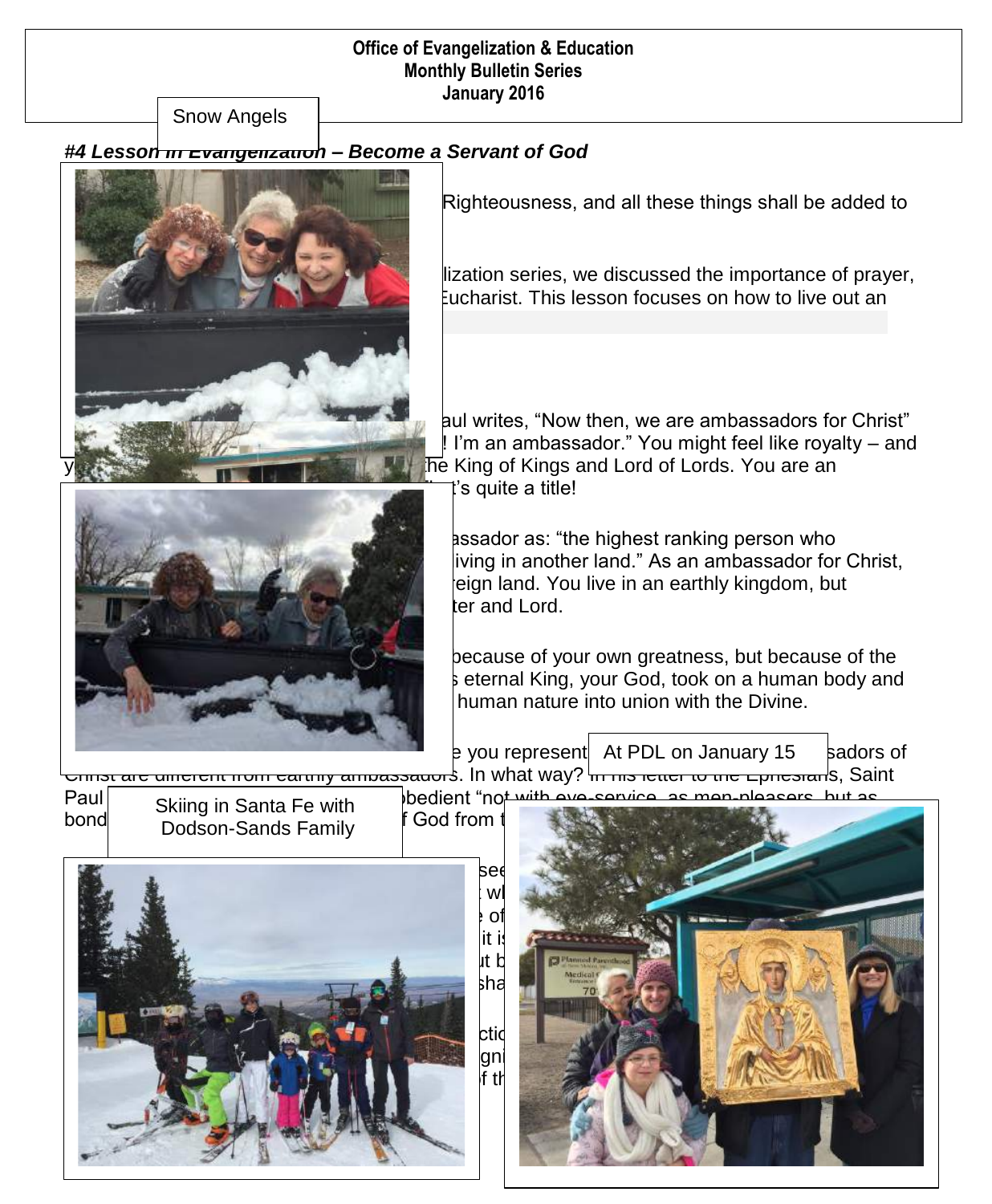**Office of Evangelization & Education**
**Monthly Bulletin Series**
**January 2016**

Snow Angels

***#4 Lesson in Evangelization – Become a Servant of God***

Righteousness, and all these things shall be added to

lization series, we discussed the importance of prayer, Eucharist. This lesson focuses on how to live out an

aul writes, "Now then, we are ambassadors for Christ" ! I'm an ambassador." You might feel like royalty – and y he King of Kings and Lord of Lords. You are an t's quite a title!

assador as: "the highest ranking person who living in another land." As an ambassador for Christ, eign land. You live in an earthly kingdom, but ter and Lord.

because of your own greatness, but because of the s eternal King, your God, took on a human body and human nature into union with the Divine.

e you represent sadors of Christ are different from earthly ambassadors. In what way? In his letter to the Ephesians, Saint Paul bedient "not with eye-service, as men-pleasers, but as bond f God from t

At PDL on January 15

Skiing in Santa Fe with Dodson-Sands Family

se
t w
of
it i
ut b
sha

ctio
gni
f th